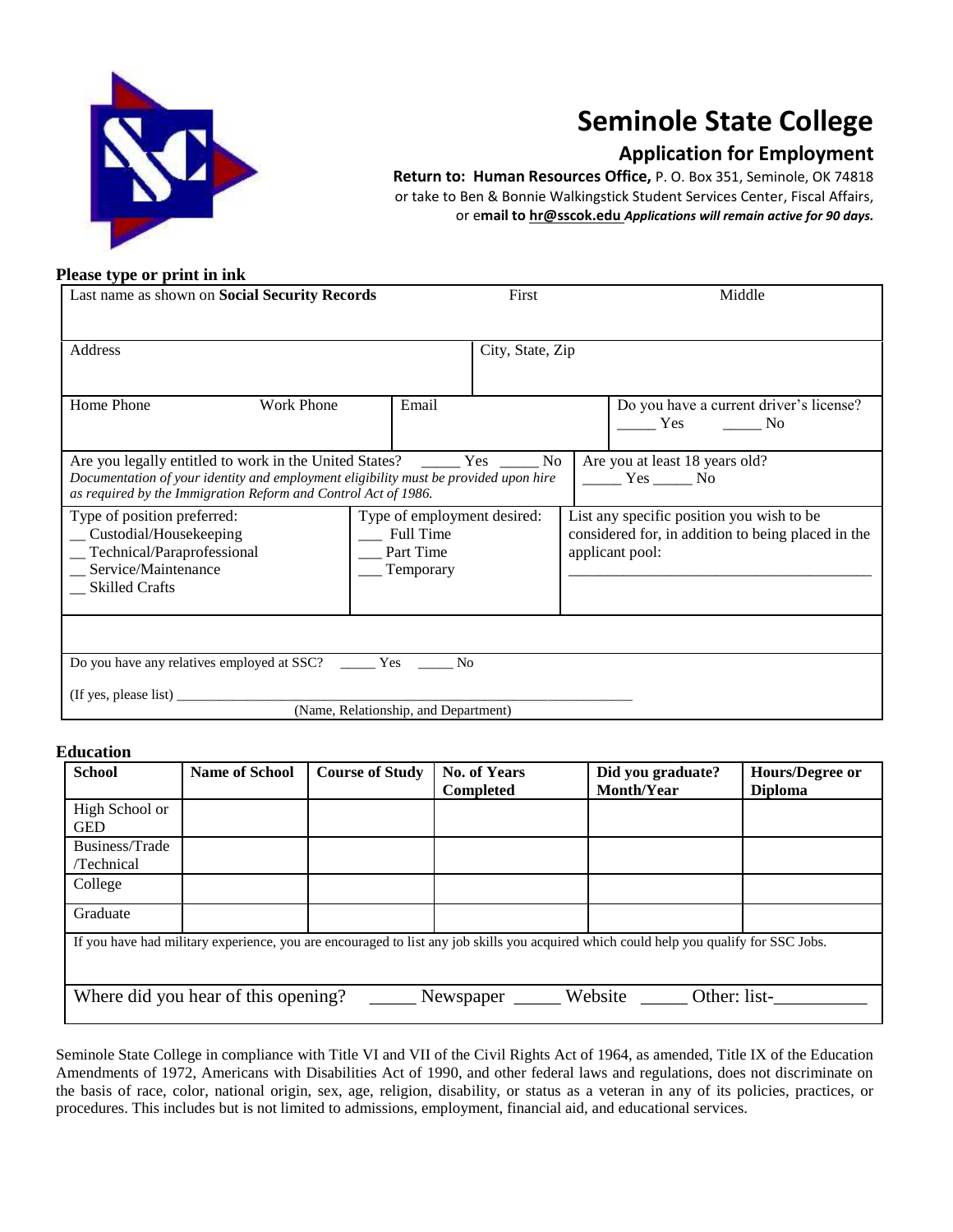# Seminole State College

## Application for Employment

**Return to: Human Resources Office,** P. O. Box 351, Seminole, OK 74818
or take to Ben & Bonnie Walkingstick Student Services Center, Fiscal Affairs,
or e**mail to hr@sscok.edu** ***Applications will remain active for 90 days.***

**Please type or print in ink**

| Last name as shown on **Social Security Records** | First | Middle |
|---|---|---|
| | | |

| Address | City, State, Zip |
|---|---|
| | |

| Home Phone | Work Phone | Email | Do you have a current driver's license? _____ Yes _____ No |
|---|---|---|---|
| | | | |

| Are you legally entitled to work in the United States? _____ Yes _____ No *Documentation of your identity and employment eligibility must be provided upon hire as required by the Immigration Reform and Control Act of 1986.* | Are you at least 18 years old? _____ Yes _____ No |
|---|---|

| Type of position preferred: | Type of employment desired: | List any specific position you wish to be considered for, in addition to being placed in the applicant pool: |
|---|---|---|
| __ Custodial/Housekeeping<br>__ Technical/Paraprofessional<br>__ Service/Maintenance<br>__ Skilled Crafts | ___ Full Time<br>___ Part Time<br>___ Temporary | ______________________________________ |

Do you have any relatives employed at SSC? _____ Yes _____ No

(If yes, please list) ____________________________________________________________
(Name, Relationship, and Department)

**Education**

| School | Name of School | Course of Study | No. of Years Completed | Did you graduate? Month/Year | Hours/Degree or Diploma |
|---|---|---|---|---|---|
| High School or GED | | | | | |
| Business/Trade /Technical | | | | | |
| College | | | | | |
| Graduate | | | | | |

If you have had military experience, you are encouraged to list any job skills you acquired which could help you qualify for SSC Jobs.

Where did you hear of this opening? _____ Newspaper _____ Website _____ Other: list-__________

Seminole State College in compliance with Title VI and VII of the Civil Rights Act of 1964, as amended, Title IX of the Education Amendments of 1972, Americans with Disabilities Act of 1990, and other federal laws and regulations, does not discriminate on the basis of race, color, national origin, sex, age, religion, disability, or status as a veteran in any of its policies, practices, or procedures. This includes but is not limited to admissions, employment, financial aid, and educational services.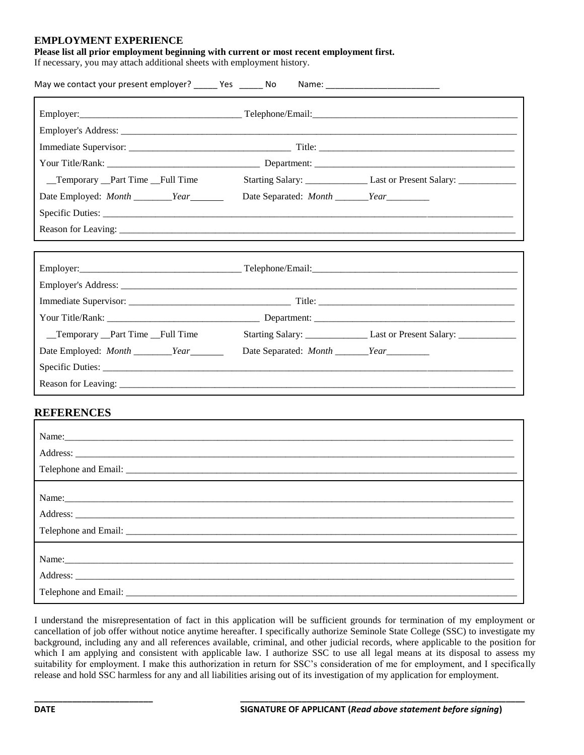## EMPLOYMENT EXPERIENCE

**Please list all prior employment beginning with current or most recent employment first.**
If necessary, you may attach additional sheets with employment history.

May we contact your present employer? _____ Yes _____ No Name: ________________________

Employer:__________________________________ Telephone/Email:__________________________________________
Employer's Address: ____________________________________________________________________________________
Immediate Supervisor: __________________________________ Title: __________________________________________
Your Title/Rank: ________________________________ Department: __________________________________________
__Temporary __Part Time __Full Time Starting Salary: _____________ Last or Present Salary: ____________
Date Employed: *Month* ________*Year*_______ Date Separated: *Month* _______*Year*_________
Specific Duties: ________________________________________________________________________________________
Reason for Leaving: _____________________________________________________________________________________

Employer:__________________________________ Telephone/Email:__________________________________________
Employer's Address: ____________________________________________________________________________________
Immediate Supervisor: __________________________________ Title: __________________________________________
Your Title/Rank: ________________________________ Department: __________________________________________
__Temporary __Part Time __Full Time Starting Salary: _____________ Last or Present Salary: ____________
Date Employed: *Month* ________*Year*_______ Date Separated: *Month* _______*Year*_________
Specific Duties: ________________________________________________________________________________________
Reason for Leaving: _____________________________________________________________________________________

## REFERENCES

Name:_______________________________________________________________________________________________
Address: _____________________________________________________________________________________________
Telephone and Email: ___________________________________________________________________________________

Name:_______________________________________________________________________________________________
Address: _____________________________________________________________________________________________
Telephone and Email: ___________________________________________________________________________________

Name:_______________________________________________________________________________________________
Address: _____________________________________________________________________________________________
Telephone and Email: ___________________________________________________________________________________

I understand the misrepresentation of fact in this application will be sufficient grounds for termination of my employment or cancellation of job offer without notice anytime hereafter. I specifically authorize Seminole State College (SSC) to investigate my background, including any and all references available, criminal, and other judicial records, where applicable to the position for which I am applying and consistent with applicable law. I authorize SSC to use all legal means at its disposal to assess my suitability for employment. I make this authorization in return for SSC's consideration of me for employment, and I specifically release and hold SSC harmless for any and all liabilities arising out of its investigation of my application for employment.

_________________________ ______________________________________________________

**DATE** **SIGNATURE OF APPLICANT (*Read above statement before signing*)**